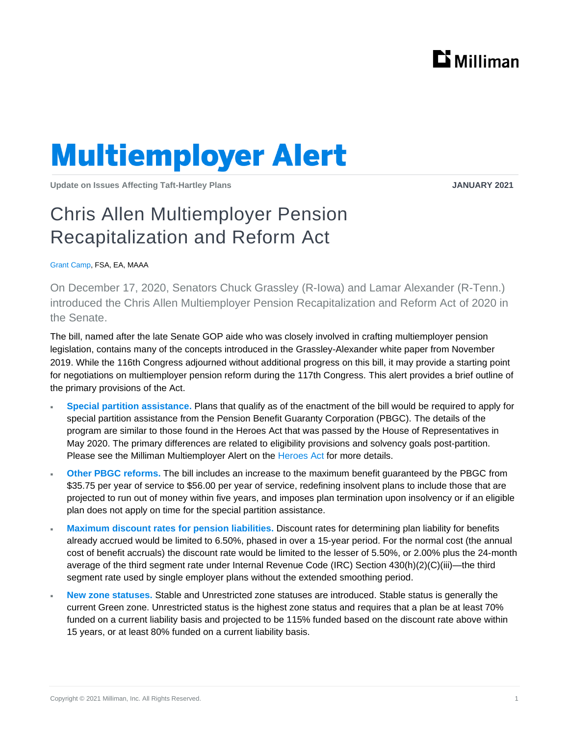# Multiemployer Alert

Update on Issues Affecting Taft-Hartley Plans

JANUARY 2021

## Chris Allen Multiemployer Pension Recapitalization and Reform Act

Grant Camp, FSA, EA, MAAA

On December 17, 2020, Senators Chuck Grassley (R-Iowa) and Lamar Alexander (R-Tenn.) introduced the Chris Allen Multiemployer Pension Recapitalization and Reform Act of 2020 in the Senate.

The bill, named after the late Senate GOP aide who was closely involved in crafting multiemployer pension legislation, contains many of the concepts introduced in the Grassley-Alexander white paper from November 2019. While the 116th Congress adjourned without additional progress on this bill, it may provide a starting point for negotiations on multiemployer pension reform during the 117th Congress. This alert provides a brief outline of the primary provisions of the Act.

- **Special partition assistance.** Plans that qualify as of the enactment of the bill would be required to apply for special partition assistance from the Pension Benefit Guaranty Corporation (PBGC). The details of the program are similar to those found in the Heroes Act that was passed by the House of Representatives in May 2020. The primary differences are related to eligibility provisions and solvency goals post-partition. Please see the Milliman Multiemployer Alert on the Heroes Act for more details.
- **Other PBGC reforms.** The bill includes an increase to the maximum benefit guaranteed by the PBGC from $35.75 per year of service to $56.00 per year of service, redefining insolvent plans to include those that are projected to run out of money within five years, and imposes plan termination upon insolvency or if an eligible plan does not apply on time for the special partition assistance.
- **Maximum discount rates for pension liabilities.** Discount rates for determining plan liability for benefits already accrued would be limited to 6.50%, phased in over a 15-year period. For the normal cost (the annual cost of benefit accruals) the discount rate would be limited to the lesser of 5.50%, or 2.00% plus the 24-month average of the third segment rate under Internal Revenue Code (IRC) Section 430(h)(2)(C)(iii)—the third segment rate used by single employer plans without the extended smoothing period.
- **New zone statuses.** Stable and Unrestricted zone statuses are introduced. Stable status is generally the current Green zone. Unrestricted status is the highest zone status and requires that a plan be at least 70% funded on a current liability basis and projected to be 115% funded based on the discount rate above within 15 years, or at least 80% funded on a current liability basis.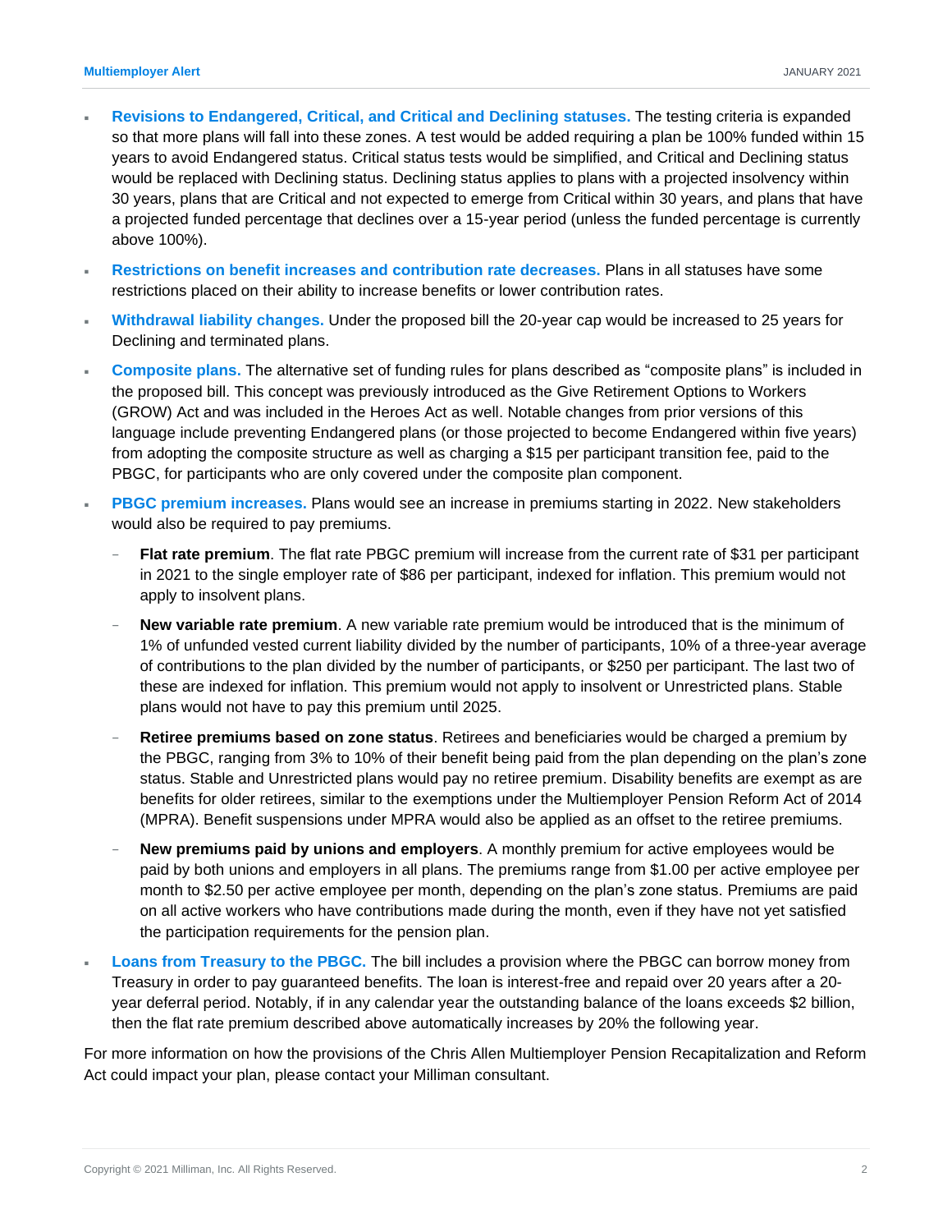- **Revisions to Endangered, Critical, and Critical and Declining statuses.** The testing criteria is expanded so that more plans will fall into these zones. A test would be added requiring a plan be 100% funded within 15 years to avoid Endangered status. Critical status tests would be simplified, and Critical and Declining status would be replaced with Declining status. Declining status applies to plans with a projected insolvency within 30 years, plans that are Critical and not expected to emerge from Critical within 30 years, and plans that have a projected funded percentage that declines over a 15-year period (unless the funded percentage is currently above 100%).
- **Restrictions on benefit increases and contribution rate decreases.** Plans in all statuses have some restrictions placed on their ability to increase benefits or lower contribution rates.
- **Withdrawal liability changes.** Under the proposed bill the 20-year cap would be increased to 25 years for Declining and terminated plans.
- **Composite plans.** The alternative set of funding rules for plans described as "composite plans" is included in the proposed bill. This concept was previously introduced as the Give Retirement Options to Workers (GROW) Act and was included in the Heroes Act as well. Notable changes from prior versions of this language include preventing Endangered plans (or those projected to become Endangered within five years) from adopting the composite structure as well as charging a $15 per participant transition fee, paid to the PBGC, for participants who are only covered under the composite plan component.
- **PBGC premium increases.** Plans would see an increase in premiums starting in 2022. New stakeholders would also be required to pay premiums.
  - **Flat rate premium**. The flat rate PBGC premium will increase from the current rate of $31 per participant in 2021 to the single employer rate of $86 per participant, indexed for inflation. This premium would not apply to insolvent plans.
  - **New variable rate premium**. A new variable rate premium would be introduced that is the minimum of 1% of unfunded vested current liability divided by the number of participants, 10% of a three-year average of contributions to the plan divided by the number of participants, or $250 per participant. The last two of these are indexed for inflation. This premium would not apply to insolvent or Unrestricted plans. Stable plans would not have to pay this premium until 2025.
  - **Retiree premiums based on zone status**. Retirees and beneficiaries would be charged a premium by the PBGC, ranging from 3% to 10% of their benefit being paid from the plan depending on the plan's zone status. Stable and Unrestricted plans would pay no retiree premium. Disability benefits are exempt as are benefits for older retirees, similar to the exemptions under the Multiemployer Pension Reform Act of 2014 (MPRA). Benefit suspensions under MPRA would also be applied as an offset to the retiree premiums.
  - **New premiums paid by unions and employers**. A monthly premium for active employees would be paid by both unions and employers in all plans. The premiums range from $1.00 per active employee per month to $2.50 per active employee per month, depending on the plan's zone status. Premiums are paid on all active workers who have contributions made during the month, even if they have not yet satisfied the participation requirements for the pension plan.
- **Loans from Treasury to the PBGC.** The bill includes a provision where the PBGC can borrow money from Treasury in order to pay guaranteed benefits. The loan is interest-free and repaid over 20 years after a 20-year deferral period. Notably, if in any calendar year the outstanding balance of the loans exceeds $2 billion, then the flat rate premium described above automatically increases by 20% the following year.

For more information on how the provisions of the Chris Allen Multiemployer Pension Recapitalization and Reform Act could impact your plan, please contact your Milliman consultant.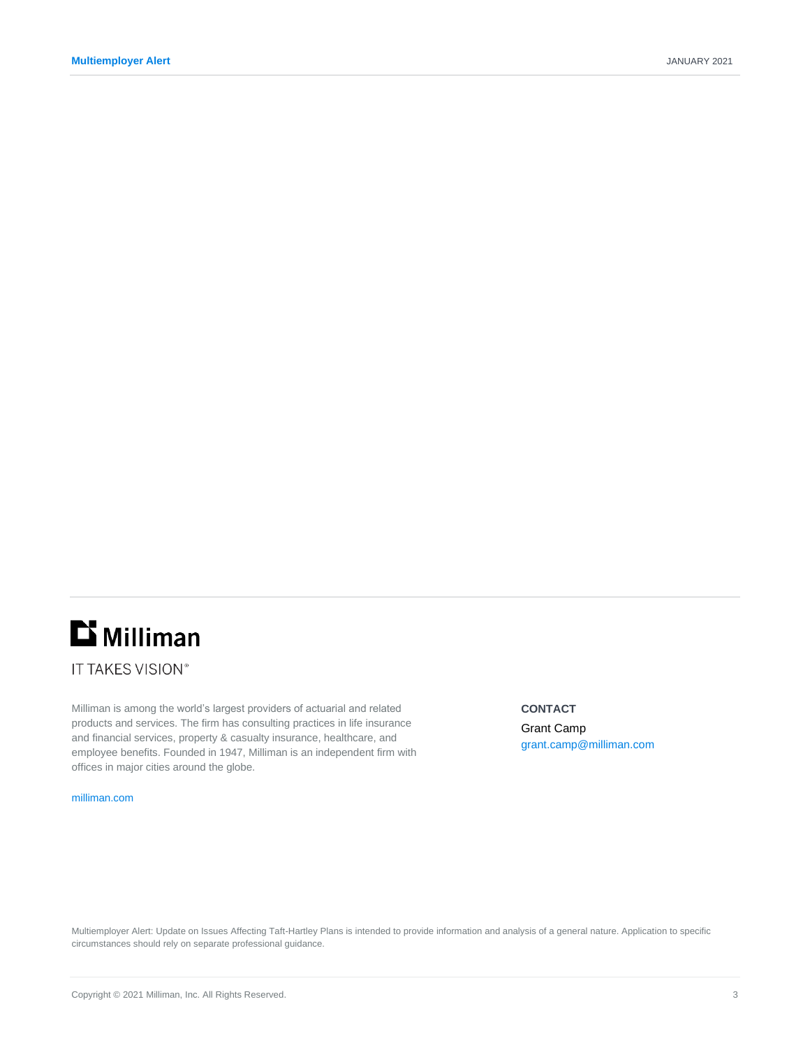Milliman

IT TAKES VISION®

Milliman is among the world's largest providers of actuarial and related products and services. The firm has consulting practices in life insurance and financial services, property & casualty insurance, healthcare, and employee benefits. Founded in 1947, Milliman is an independent firm with offices in major cities around the globe.

milliman.com

**CONTACT**

Grant Camp
grant.camp@milliman.com

Multiemployer Alert: Update on Issues Affecting Taft-Hartley Plans is intended to provide information and analysis of a general nature. Application to specific circumstances should rely on separate professional guidance.

Copyright © 2021 Milliman, Inc. All Rights Reserved.